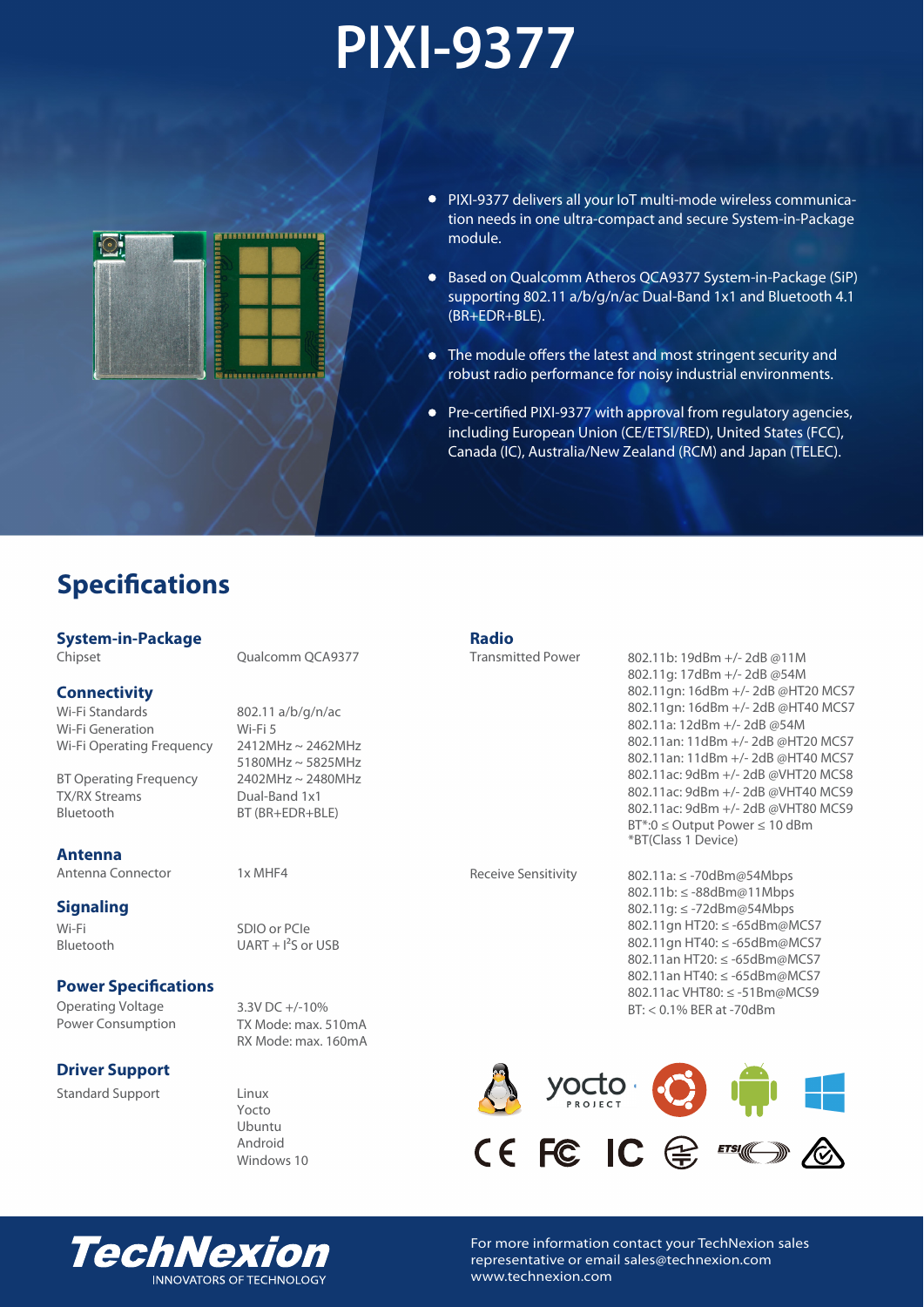# PIXI-9377

- PIXI-9377 delivers all your IoT multi-mode wireless communication needs in one ultra-compact and secure System-in-Package module.
- Based on Qualcomm Atheros QCA9377 System-in-Package (SiP) supporting 802.11 a/b/g/n/ac Dual-Band 1x1 and Bluetooth 4.1 (BR+EDR+BLE).
- The module offers the latest and most stringent security and robust radio performance for noisy industrial environments.
- Pre-certified PIXI-9377 with approval from regulatory agencies, including European Union (CE/ETSI/RED), United States (FCC), Canada (IC), Australia/New Zealand (RCM) and Japan (TELEC).

## Specifications

### System-in-Package

| | |
|---|---|
| Chipset | Qualcomm QCA9377 |

### Connectivity

| | |
|---|---|
| Wi-Fi Standards | 802.11 a/b/g/n/ac |
| Wi-Fi Generation | Wi-Fi 5 |
| Wi-Fi Operating Frequency | 2412MHz ~ 2462MHz<br>5180MHz ~ 5825MHz |
| BT Operating Frequency | 2402MHz ~ 2480MHz |
| TX/RX Streams | Dual-Band 1x1 |
| Bluetooth | BT (BR+EDR+BLE) |

### Antenna

| | |
|---|---|
| Antenna Connector | 1x MHF4 |

### Signaling

| | |
|---|---|
| Wi-Fi | SDIO or PCIe |
| Bluetooth | UART + I²S or USB |

### Power Specifications

| | |
|---|---|
| Operating Voltage | 3.3V DC +/-10% |
| Power Consumption | TX Mode: max. 510mA<br>RX Mode: max. 160mA |

### Driver Support

| | |
|---|---|
| Standard Support | Linux<br>Yocto<br>Ubuntu<br>Android<br>Windows 10 |

### Radio

| | |
|---|---|
| Transmitted Power | 802.11b: 19dBm +/- 2dB @11M<br>802.11g: 17dBm +/- 2dB @54M<br>802.11gn: 16dBm +/- 2dB @HT20 MCS7<br>802.11gn: 16dBm +/- 2dB @HT40 MCS7<br>802.11a: 12dBm +/- 2dB @54M<br>802.11an: 11dBm +/- 2dB @HT20 MCS7<br>802.11an: 11dBm +/- 2dB @HT40 MCS7<br>802.11ac: 9dBm +/- 2dB @VHT20 MCS8<br>802.11ac: 9dBm +/- 2dB @VHT40 MCS9<br>802.11ac: 9dBm +/- 2dB @VHT80 MCS9<br>BT*:0 ≤ Output Power ≤ 10 dBm<br>*BT(Class 1 Device) |
| Receive Sensitivity | 802.11a: ≤ -70dBm@54Mbps<br>802.11b: ≤ -88dBm@11Mbps<br>802.11g: ≤ -72dBm@54Mbps<br>802.11gn HT20: ≤ -65dBm@MCS7<br>802.11gn HT40: ≤ -65dBm@MCS7<br>802.11an HT20: ≤ -65dBm@MCS7<br>802.11an HT40: ≤ -65dBm@MCS7<br>802.11ac VHT80: ≤ -51Bm@MCS9<br>BT: < 0.1% BER at -70dBm |

**TechNexion** INNOVATORS OF TECHNOLOGY

For more information contact your TechNexion sales representative or email sales@technexion.com
www.technexion.com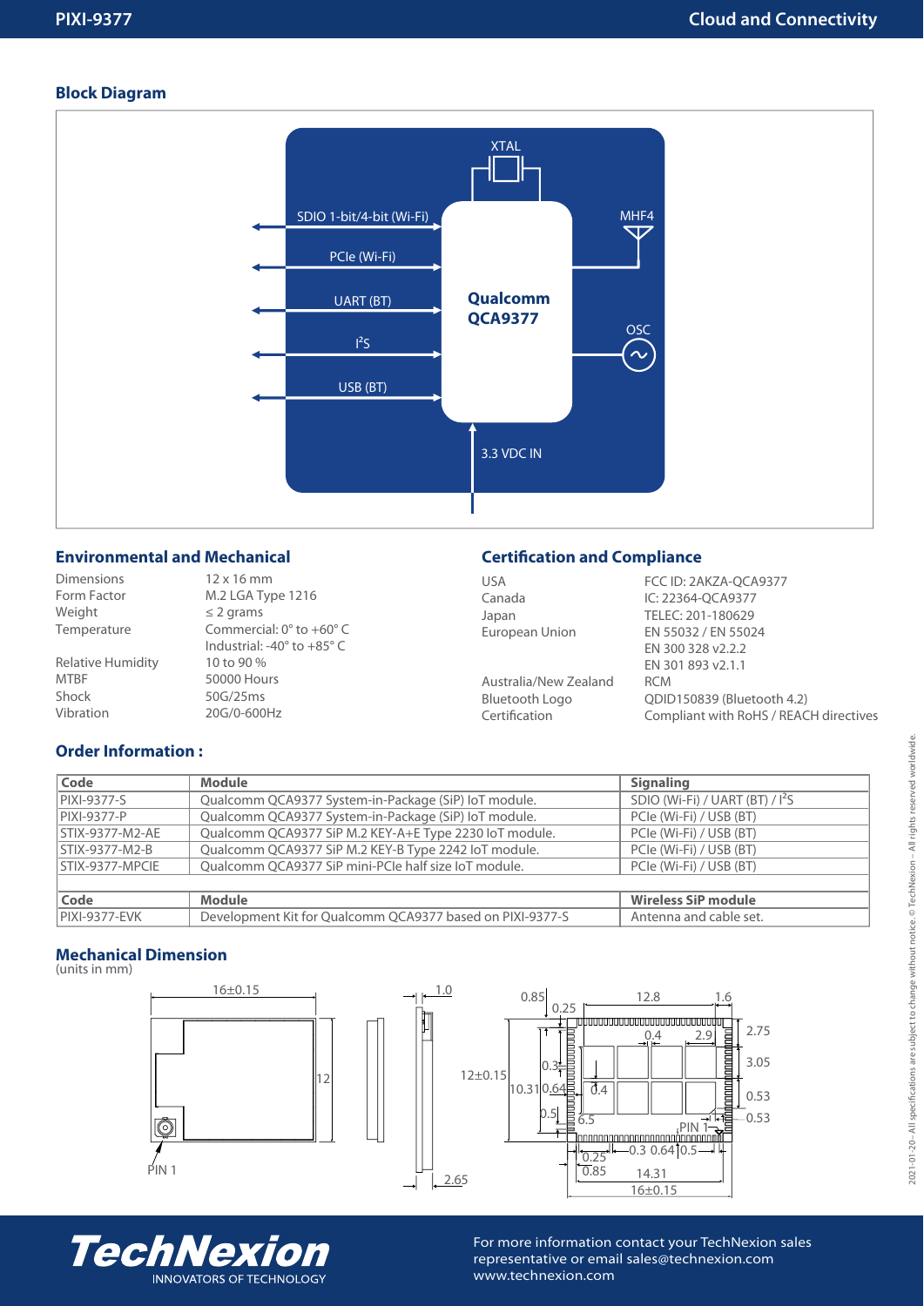## Block Diagram

XTAL
SDIO 1-bit/4-bit (Wi-Fi)
PCIe (Wi-Fi)
UART (BT)
$I^2S$
USB (BT)
Qualcomm QCA9377
MHF4
OSC
3.3 VDC IN

## Environmental and Mechanical

| | |
|---|---|
| Dimensions | 12 x 16 mm |
| Form Factor | M.2 LGA Type 1216 |
| Weight | ≤ 2 grams |
| Temperature | Commercial: 0° to +60° C<br>Industrial: -40° to +85° C |
| Relative Humidity | 10 to 90 % |
| MTBF | 50000 Hours |
| Shock | 50G/25ms |
| Vibration | 20G/0-600Hz |

## Certification and Compliance

| | |
|---|---|
| USA | FCC ID: 2AKZA-QCA9377 |
| Canada | IC: 22364-QCA9377 |
| Japan | TELEC: 201-180629 |
| European Union | EN 55032 / EN 55024<br>EN 300 328 v2.2.2<br>EN 301 893 v2.1.1 |
| Australia/New Zealand | RCM |
| Bluetooth Logo | QDID150839 (Bluetooth 4.2) |
| Certification | Compliant with RoHS / REACH directives |

## Order Information :

| Code | Module | Signaling |
|---|---|---|
| PIXI-9377-S | Qualcomm QCA9377 System-in-Package (SiP) IoT module. | SDIO (Wi-Fi) / UART (BT) / $I^2S$ |
| PIXI-9377-P | Qualcomm QCA9377 System-in-Package (SiP) IoT module. | PCIe (Wi-Fi) / USB (BT) |
| STIX-9377-M2-AE | Qualcomm QCA9377 SiP M.2 KEY-A+E Type 2230 IoT module. | PCIe (Wi-Fi) / USB (BT) |
| STIX-9377-M2-B | Qualcomm QCA9377 SiP M.2 KEY-B Type 2242 IoT module. | PCIe (Wi-Fi) / USB (BT) |
| STIX-9377-MPCIE | Qualcomm QCA9377 SiP mini-PCIe half size IoT module. | PCIe (Wi-Fi) / USB (BT) |

| Code | Module | Wireless SiP module |
|---|---|---|
| PIXI-9377-EVK | Development Kit for Qualcomm QCA9377 based on PIXI-9377-S | Antenna and cable set. |

## Mechanical Dimension

(units in mm)

16±0.15
12
PIN 1
1.0
2.65
0.85
0.25
12.8
1.6
0.4
2.9
2.75
3.05
0.53
0.53
12±0.15
10.31
0.3
0.64
0.4
0.5
6.5
PIN 1
0.25
0.3
0.64
0.5
0.85
14.31
16±0.15

For more information contact your TechNexion sales representative or email sales@technexion.com
www.technexion.com

2021-01-20 – All specifications are subject to change without notice. © TechNexion – All rights reserved worldwide.